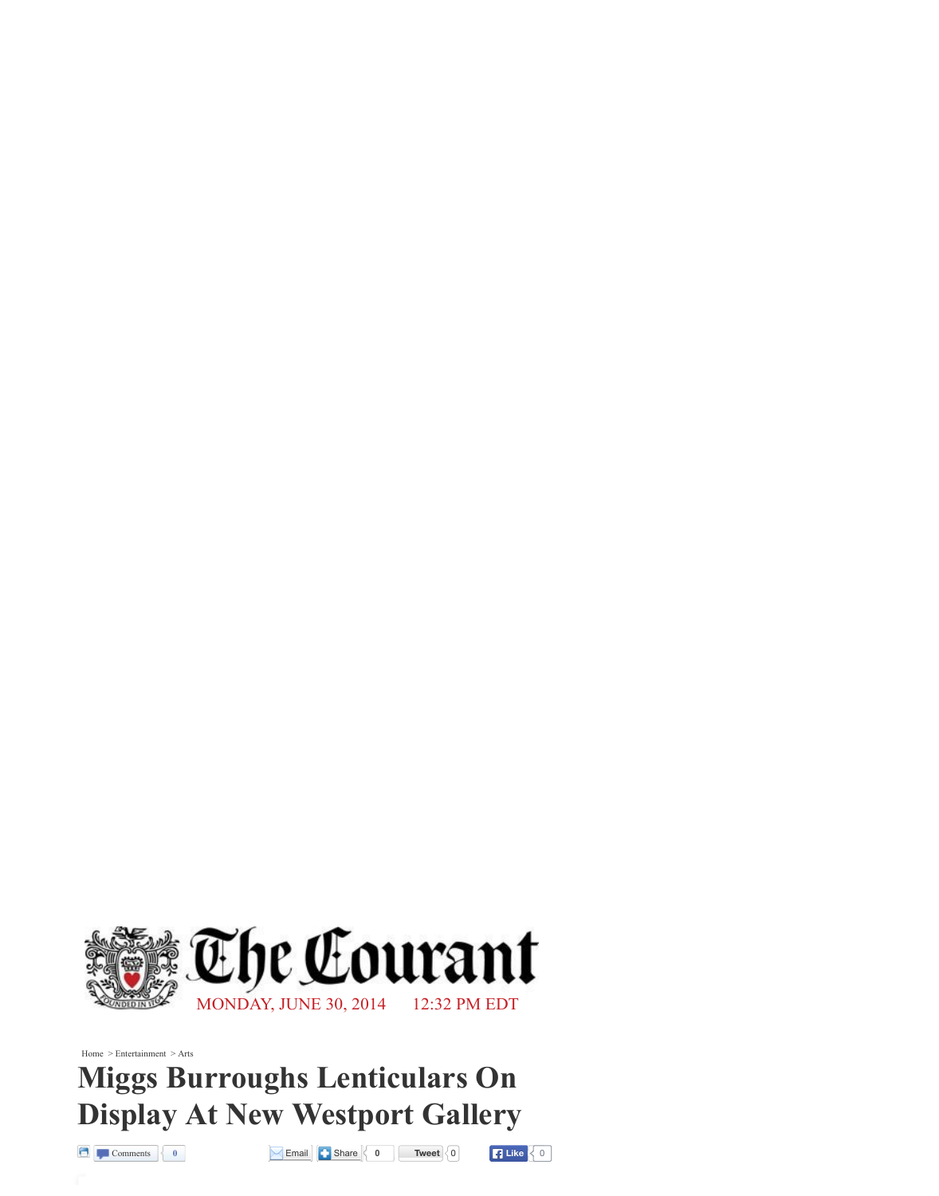The Courant

MONDAY, JUNE 30, 2014 12:32 PM EDT

Home > Entertainment > Arts

# Miggs Burroughs Lenticulars On Display At New Westport Gallery

Comments 0 Email Share 0 Tweet 0 Like 0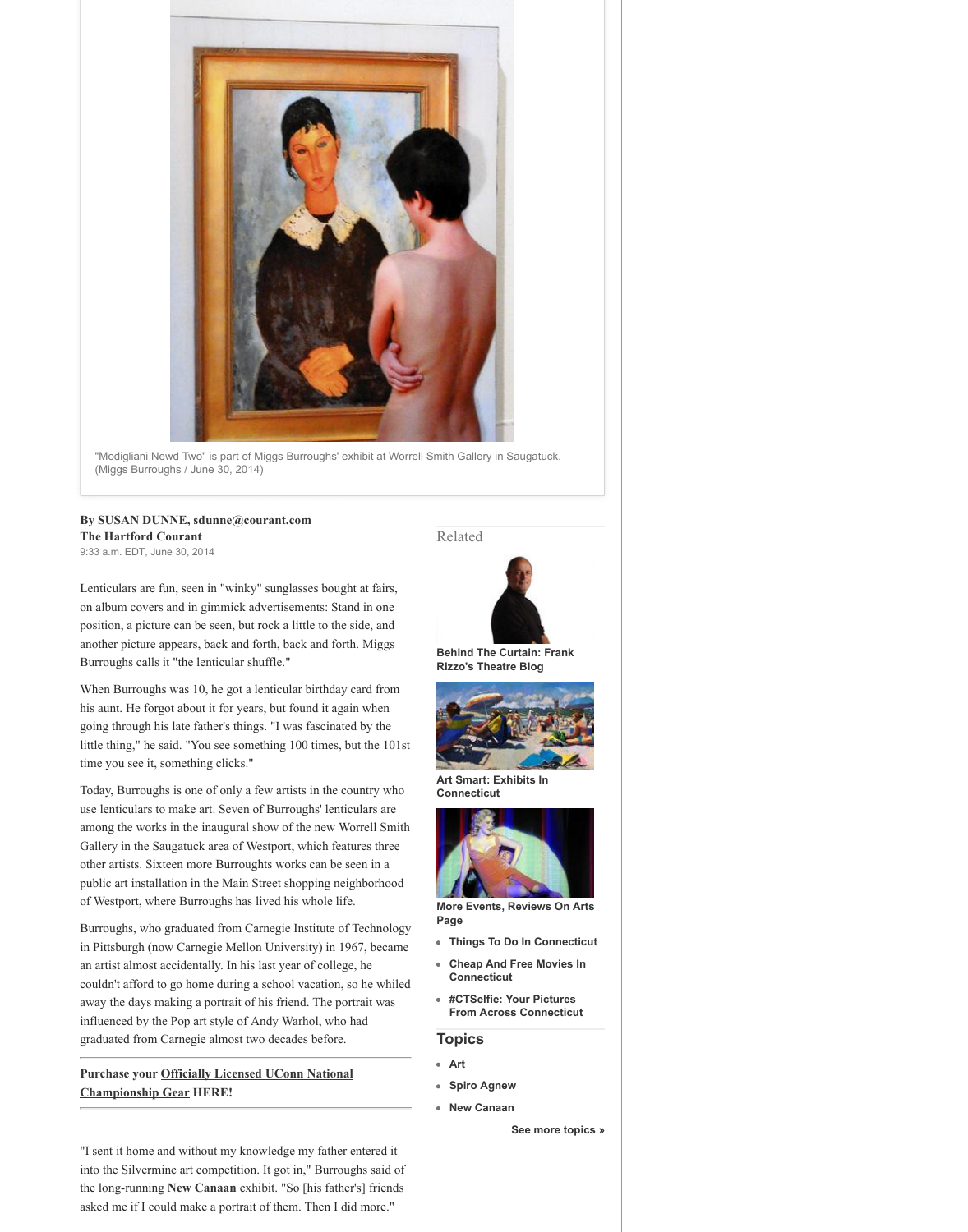"Modigliani Newd Two" is part of Miggs Burroughs' exhibit at Worrell Smith Gallery in Saugatuck. (Miggs Burroughs / June 30, 2014)

**By SUSAN DUNNE, sdunne@courant.com**
**The Hartford Courant**
9:33 a.m. EDT, June 30, 2014

Lenticulars are fun, seen in "winky" sunglasses bought at fairs, on album covers and in gimmick advertisements: Stand in one position, a picture can be seen, but rock a little to the side, and another picture appears, back and forth, back and forth. Miggs Burroughs calls it "the lenticular shuffle."

When Burroughs was 10, he got a lenticular birthday card from his aunt. He forgot about it for years, but found it again when going through his late father's things. "I was fascinated by the little thing," he said. "You see something 100 times, but the 101st time you see it, something clicks."

Today, Burroughs is one of only a few artists in the country who use lenticulars to make art. Seven of Burroughs' lenticulars are among the works in the inaugural show of the new Worrell Smith Gallery in the Saugatuck area of Westport, which features three other artists. Sixteen more Burroughts works can be seen in a public art installation in the Main Street shopping neighborhood of Westport, where Burroughs has lived his whole life.

Burroughs, who graduated from Carnegie Institute of Technology in Pittsburgh (now Carnegie Mellon University) in 1967, became an artist almost accidentally. In his last year of college, he couldn't afford to go home during a school vacation, so he whiled away the days making a portrait of his friend. The portrait was influenced by the Pop art style of Andy Warhol, who had graduated from Carnegie almost two decades before.

**Purchase your Officially Licensed UConn National Championship Gear HERE!**

"I sent it home and without my knowledge my father entered it into the Silvermine art competition. It got in," Burroughs said of the long-running **New Canaan** exhibit. "So [his father's] friends asked me if I could make a portrait of them. Then I did more."

Related

**Behind The Curtain: Frank Rizzo's Theatre Blog**

**Art Smart: Exhibits In Connecticut**

**More Events, Reviews On Arts Page**

- **Things To Do In Connecticut**
- **Cheap And Free Movies In Connecticut**
- **#CTSelfie: Your Pictures From Across Connecticut**

## Topics

- **Art**
- **Spiro Agnew**
- **New Canaan**

**See more topics »**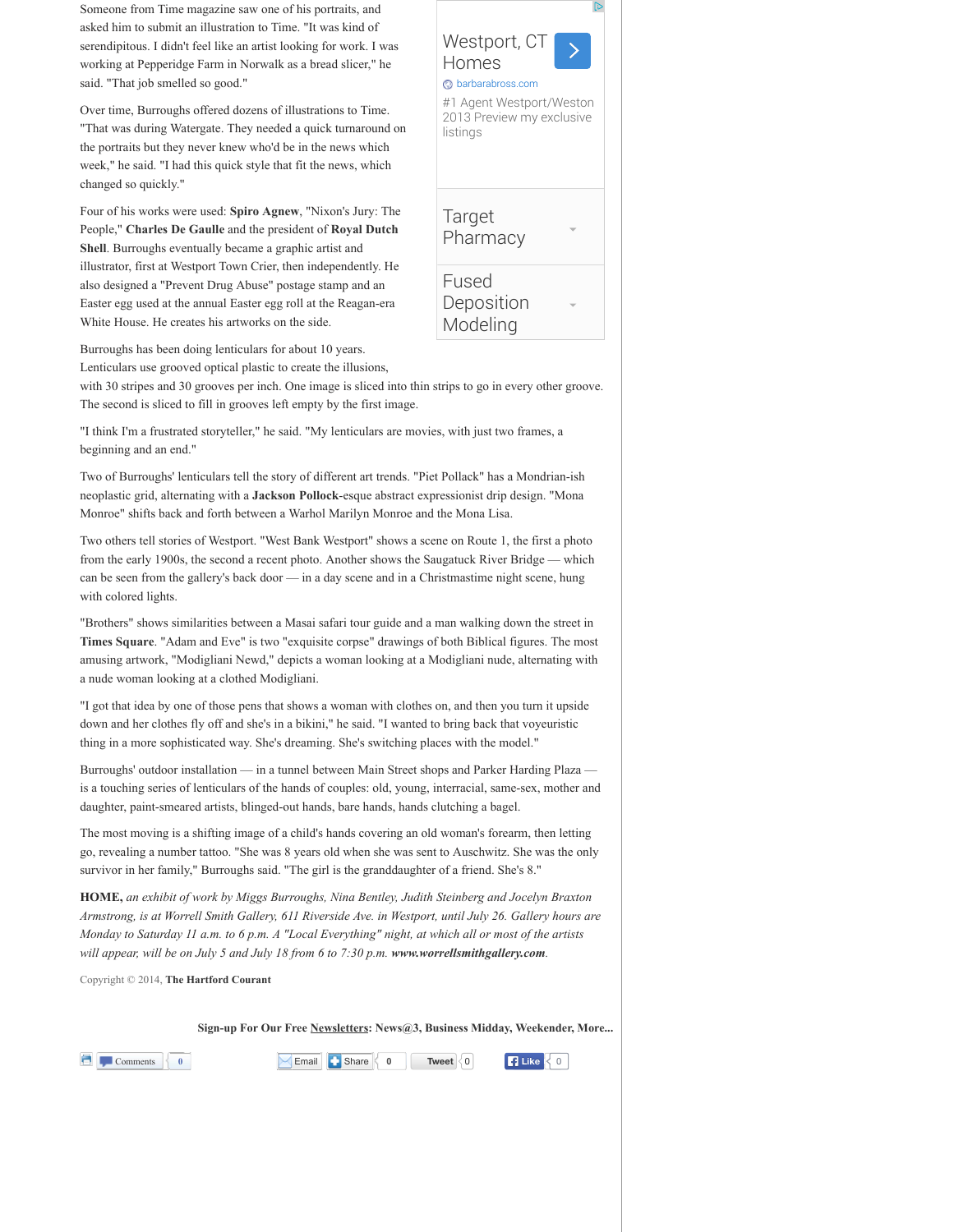Someone from Time magazine saw one of his portraits, and asked him to submit an illustration to Time. "It was kind of serendipitous. I didn't feel like an artist looking for work. I was working at Pepperidge Farm in Norwalk as a bread slicer," he said. "That job smelled so good."

Over time, Burroughs offered dozens of illustrations to Time. "That was during Watergate. They needed a quick turnaround on the portraits but they never knew who'd be in the news which week," he said. "I had this quick style that fit the news, which changed so quickly."

Four of his works were used: **Spiro Agnew**, "Nixon's Jury: The People," **Charles De Gaulle** and the president of **Royal Dutch Shell**. Burroughs eventually became a graphic artist and illustrator, first at Westport Town Crier, then independently. He also designed a "Prevent Drug Abuse" postage stamp and an Easter egg used at the annual Easter egg roll at the Reagan-era White House. He creates his artworks on the side.

Burroughs has been doing lenticulars for about 10 years. Lenticulars use grooved optical plastic to create the illusions, with 30 stripes and 30 grooves per inch. One image is sliced into thin strips to go in every other groove. The second is sliced to fill in grooves left empty by the first image.

"I think I'm a frustrated storyteller," he said. "My lenticulars are movies, with just two frames, a beginning and an end."

Two of Burroughs' lenticulars tell the story of different art trends. "Piet Pollack" has a Mondrian-ish neoplastic grid, alternating with a **Jackson Pollock**-esque abstract expressionist drip design. "Mona Monroe" shifts back and forth between a Warhol Marilyn Monroe and the Mona Lisa.

Two others tell stories of Westport. "West Bank Westport" shows a scene on Route 1, the first a photo from the early 1900s, the second a recent photo. Another shows the Saugatuck River Bridge — which can be seen from the gallery's back door — in a day scene and in a Christmastime night scene, hung with colored lights.

"Brothers" shows similarities between a Masai safari tour guide and a man walking down the street in **Times Square**. "Adam and Eve" is two "exquisite corpse" drawings of both Biblical figures. The most amusing artwork, "Modigliani Newd," depicts a woman looking at a Modigliani nude, alternating with a nude woman looking at a clothed Modigliani.

"I got that idea by one of those pens that shows a woman with clothes on, and then you turn it upside down and her clothes fly off and she's in a bikini," he said. "I wanted to bring back that voyeuristic thing in a more sophisticated way. She's dreaming. She's switching places with the model."

Burroughs' outdoor installation — in a tunnel between Main Street shops and Parker Harding Plaza — is a touching series of lenticulars of the hands of couples: old, young, interracial, same-sex, mother and daughter, paint-smeared artists, blinged-out hands, bare hands, hands clutching a bagel.

The most moving is a shifting image of a child's hands covering an old woman's forearm, then letting go, revealing a number tattoo. "She was 8 years old when she was sent to Auschwitz. She was the only survivor in her family," Burroughs said. "The girl is the granddaughter of a friend. She's 8."

**HOME,** *an exhibit of work by Miggs Burroughs, Nina Bentley, Judith Steinberg and Jocelyn Braxton Armstrong, is at Worrell Smith Gallery, 611 Riverside Ave. in Westport, until July 26. Gallery hours are Monday to Saturday 11 a.m. to 6 p.m. A "Local Everything" night, at which all or most of the artists will appear, will be on July 5 and July 18 from 6 to 7:30 p.m.* ***www.worrellsmithgallery.com***.

Copyright © 2014, **The Hartford Courant**